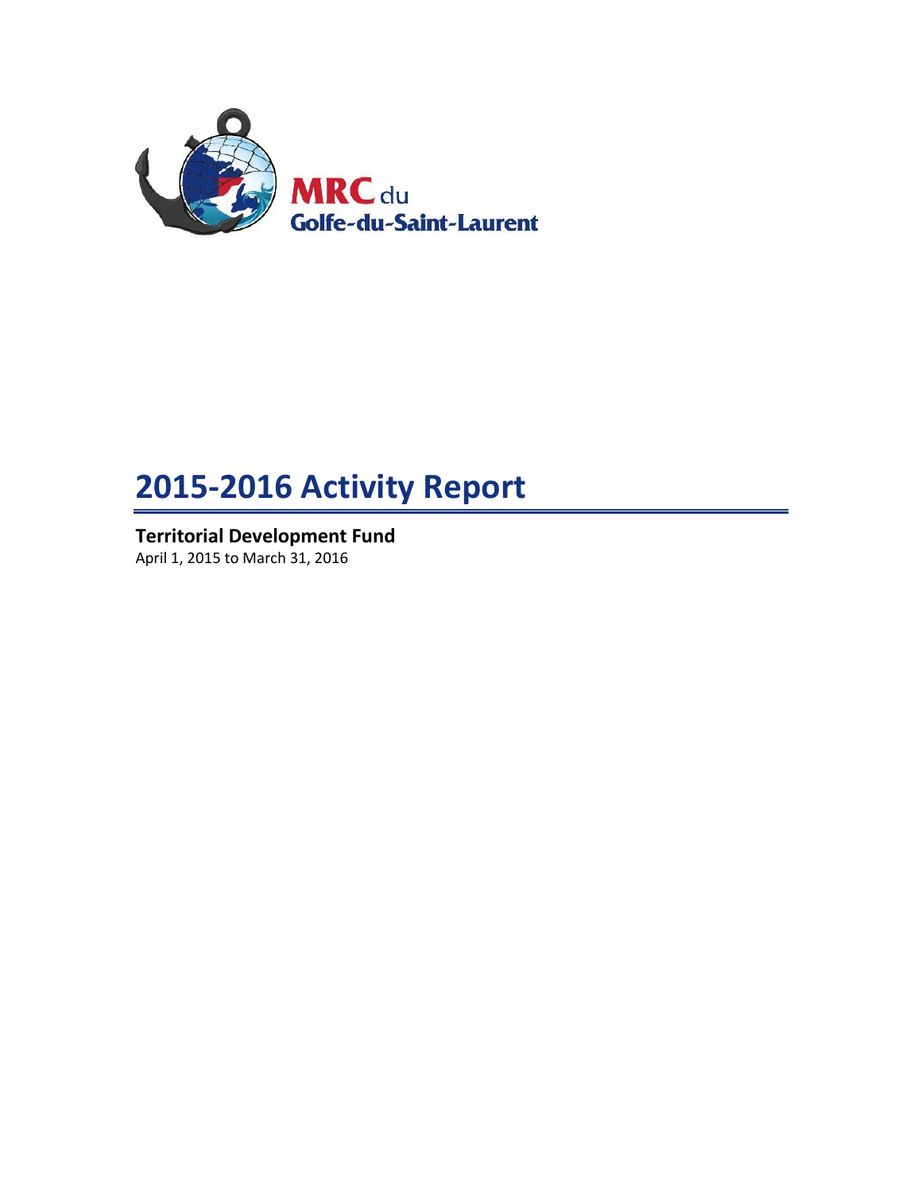MRC du Golfe-du-Saint-Laurent

# 2015-2016 Activity Report

**Territorial Development Fund**
April 1, 2015 to March 31, 2016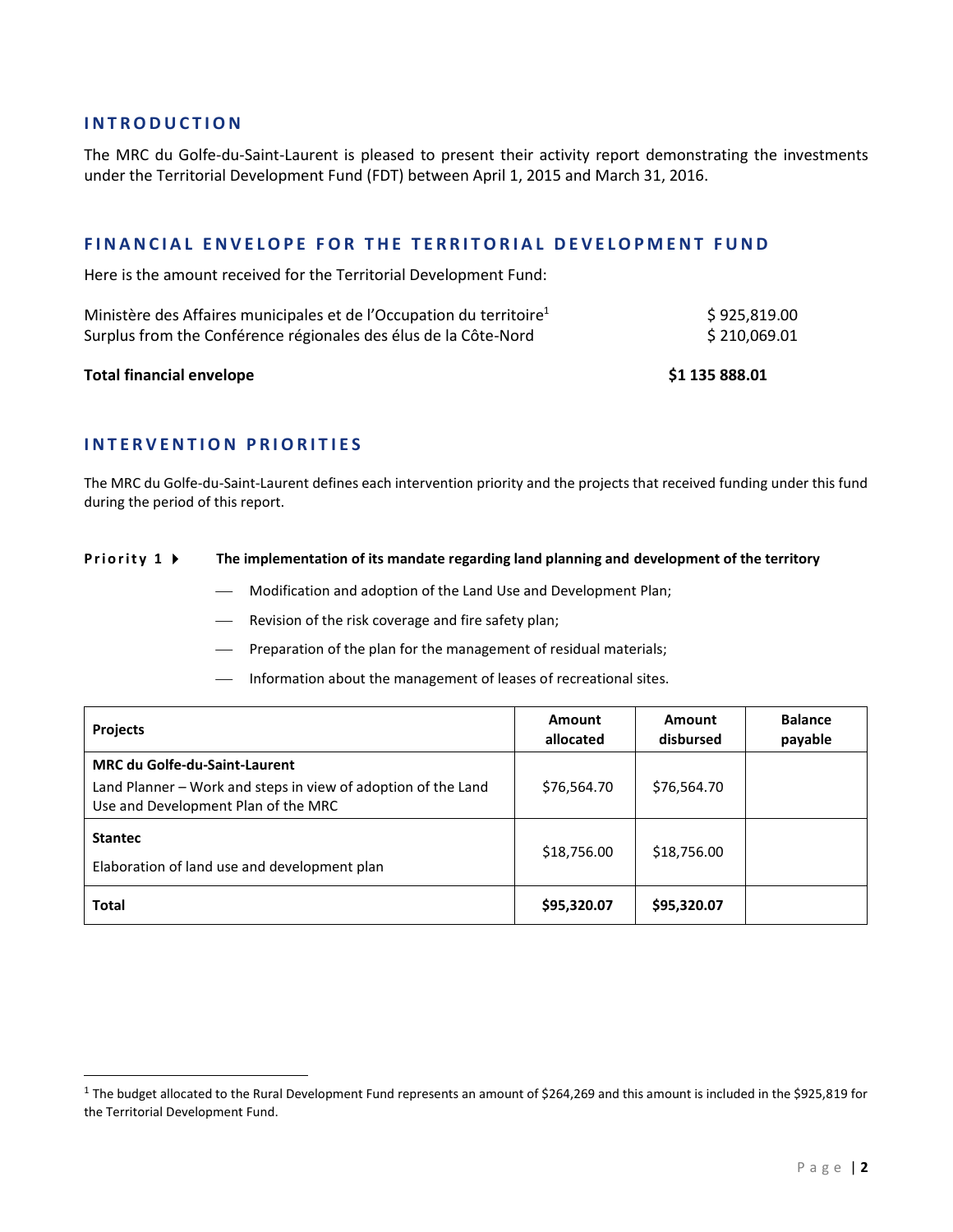## INTRODUCTION

The MRC du Golfe-du-Saint-Laurent is pleased to present their activity report demonstrating the investments under the Territorial Development Fund (FDT) between April 1, 2015 and March 31, 2016.

## FINANCIAL ENVELOPE FOR THE TERRITORIAL DEVELOPMENT FUND

Here is the amount received for the Territorial Development Fund:

| | |
|---|---|
| Ministère des Affaires municipales et de l'Occupation du territoire[1] | $ 925,819.00 |
| Surplus from the Conférence régionales des élus de la Côte-Nord | $ 210,069.01 |
| **Total financial envelope** | **$1 135 888.01** |

## INTERVENTION PRIORITIES

The MRC du Golfe-du-Saint-Laurent defines each intervention priority and the projects that received funding under this fund during the period of this report.

### Priority 1 ▸ The implementation of its mandate regarding land planning and development of the territory

- Modification and adoption of the Land Use and Development Plan;
- Revision of the risk coverage and fire safety plan;
- Preparation of the plan for the management of residual materials;
- Information about the management of leases of recreational sites.

| Projects | Amount allocated | Amount disbursed | Balance payable |
|---|---|---|---|
| **MRC du Golfe-du-Saint-Laurent**<br>Land Planner – Work and steps in view of adoption of the Land Use and Development Plan of the MRC | $76,564.70 | $76,564.70 | |
| **Stantec**<br>Elaboration of land use and development plan | $18,756.00 | $18,756.00 | |
| **Total** | **$95,320.07** | **$95,320.07** | |

[1] The budget allocated to the Rural Development Fund represents an amount of $264,269 and this amount is included in the $925,819 for the Territorial Development Fund.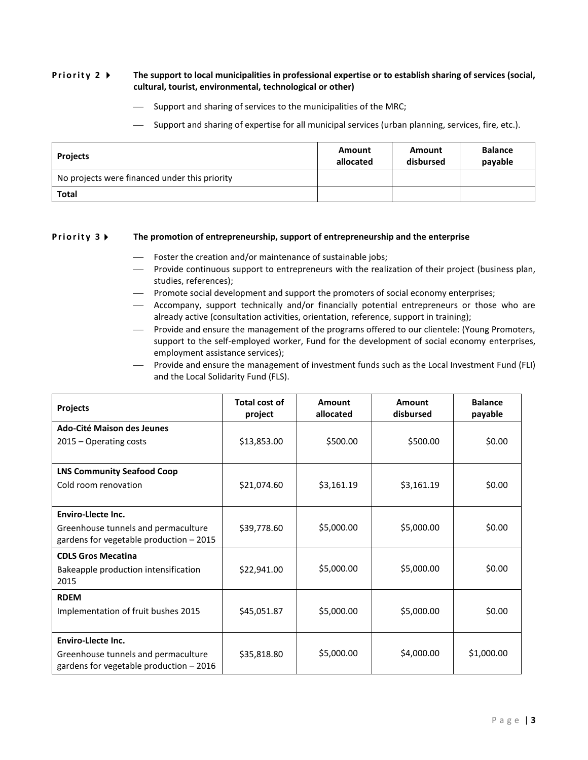**Priority 2 ▸** **The support to local municipalities in professional expertise or to establish sharing of services (social, cultural, tourist, environmental, technological or other)**

- Support and sharing of services to the municipalities of the MRC;
- Support and sharing of expertise for all municipal services (urban planning, services, fire, etc.).

| Projects | Amount allocated | Amount disbursed | Balance payable |
|---|---|---|---|
| No projects were financed under this priority | | | |
| **Total** | | | |

**Priority 3 ▸** **The promotion of entrepreneurship, support of entrepreneurship and the enterprise**

- Foster the creation and/or maintenance of sustainable jobs;
- Provide continuous support to entrepreneurs with the realization of their project (business plan, studies, references);
- Promote social development and support the promoters of social economy enterprises;
- Accompany, support technically and/or financially potential entrepreneurs or those who are already active (consultation activities, orientation, reference, support in training);
- Provide and ensure the management of the programs offered to our clientele: (Young Promoters, support to the self-employed worker, Fund for the development of social economy enterprises, employment assistance services);
- Provide and ensure the management of investment funds such as the Local Investment Fund (FLI) and the Local Solidarity Fund (FLS).

| Projects | Total cost of project | Amount allocated | Amount disbursed | Balance payable |
|---|---|---|---|---|
| **Ado-Cité Maison des Jeunes**<br>2015 – Operating costs | $13,853.00 | $500.00 | $500.00 | $0.00 |
| **LNS Community Seafood Coop**<br>Cold room renovation | $21,074.60 | $3,161.19 | $3,161.19 | $0.00 |
| **Enviro-Llecte Inc.**<br>Greenhouse tunnels and permaculture gardens for vegetable production – 2015 | $39,778.60 | $5,000.00 | $5,000.00 | $0.00 |
| **CDLS Gros Mecatina**<br>Bakeapple production intensification 2015 | $22,941.00 | $5,000.00 | $5,000.00 | $0.00 |
| **RDEM**<br>Implementation of fruit bushes 2015 | $45,051.87 | $5,000.00 | $5,000.00 | $0.00 |
| **Enviro-Llecte Inc.**<br>Greenhouse tunnels and permaculture gardens for vegetable production – 2016 | $35,818.80 | $5,000.00 | $4,000.00 | $1,000.00 |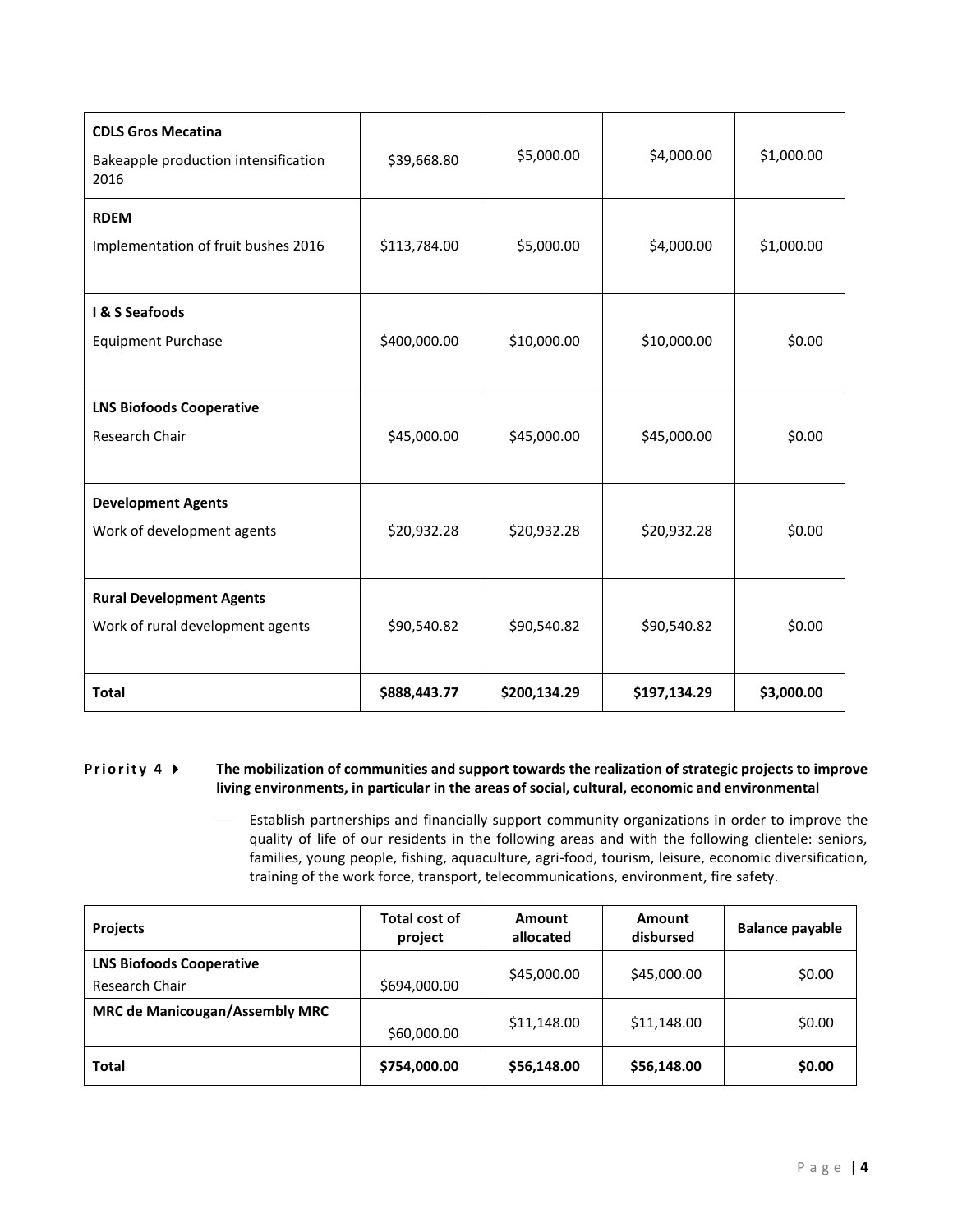| | | | | |
|---|---|---|---|---|
| **CDLS Gros Mecatina**<br>Bakeapple production intensification 2016 | $39,668.80 | $5,000.00 | $4,000.00 | $1,000.00 |
| **RDEM**<br>Implementation of fruit bushes 2016 | $113,784.00 | $5,000.00 | $4,000.00 | $1,000.00 |
| **I & S Seafoods**<br>Equipment Purchase | $400,000.00 | $10,000.00 | $10,000.00 | $0.00 |
| **LNS Biofoods Cooperative**<br>Research Chair | $45,000.00 | $45,000.00 | $45,000.00 | $0.00 |
| **Development Agents**<br>Work of development agents | $20,932.28 | $20,932.28 | $20,932.28 | $0.00 |
| **Rural Development Agents**<br>Work of rural development agents | $90,540.82 | $90,540.82 | $90,540.82 | $0.00 |
| **Total** | **$888,443.77** | **$200,134.29** | **$197,134.29** | **$3,000.00** |

**Priority 4** ▸ **The mobilization of communities and support towards the realization of strategic projects to improve living environments, in particular in the areas of social, cultural, economic and environmental**

- Establish partnerships and financially support community organizations in order to improve the quality of life of our residents in the following areas and with the following clientele: seniors, families, young people, fishing, aquaculture, agri-food, tourism, leisure, economic diversification, training of the work force, transport, telecommunications, environment, fire safety.

| Projects | Total cost of project | Amount allocated | Amount disbursed | Balance payable |
|---|---|---|---|---|
| **LNS Biofoods Cooperative**<br>Research Chair | $694,000.00 | $45,000.00 | $45,000.00 | $0.00 |
| **MRC de Manicougan/Assembly MRC** | $60,000.00 | $11,148.00 | $11,148.00 | $0.00 |
| **Total** | **$754,000.00** | **$56,148.00** | **$56,148.00** | **$0.00** |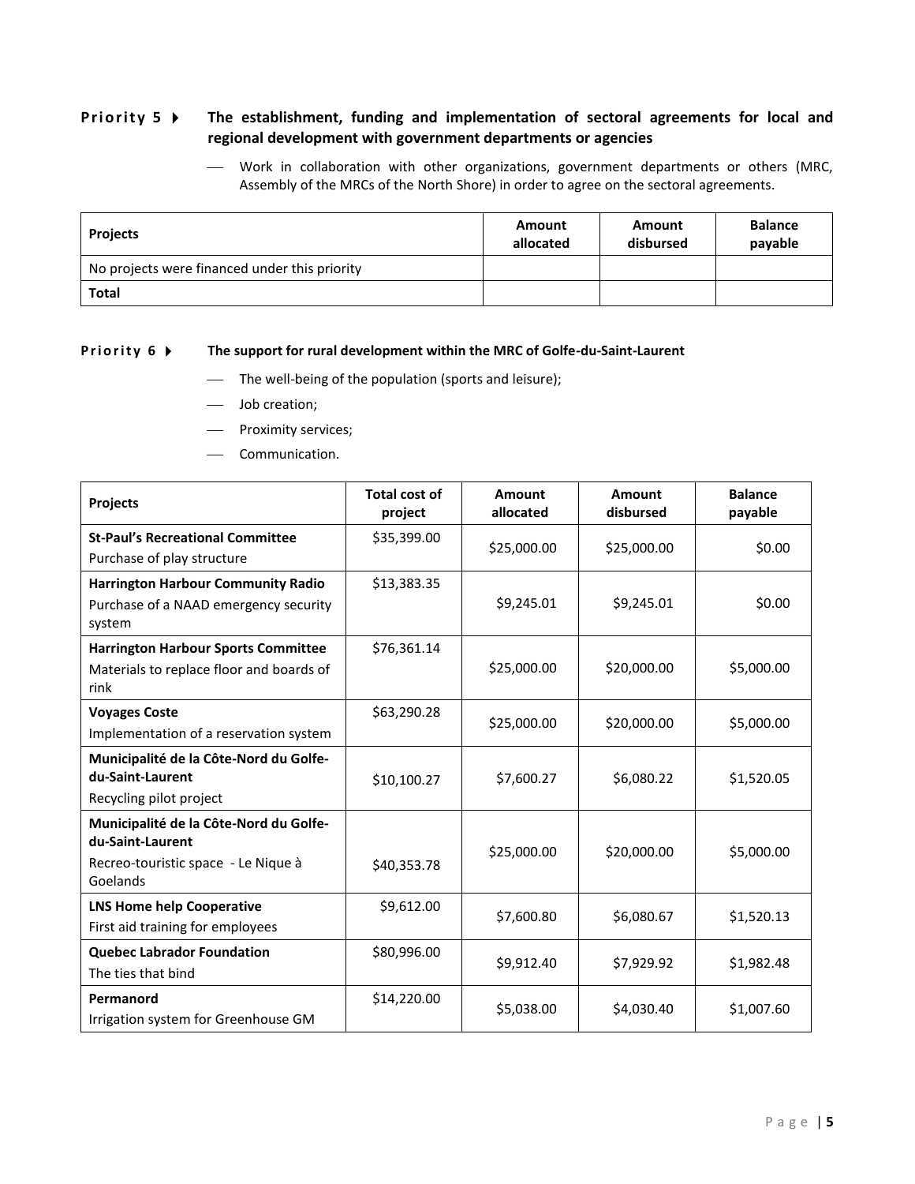**Priority 5 ▸ The establishment, funding and implementation of sectoral agreements for local and regional development with government departments or agencies**

- Work in collaboration with other organizations, government departments or others (MRC, Assembly of the MRCs of the North Shore) in order to agree on the sectoral agreements.

| Projects | Amount allocated | Amount disbursed | Balance payable |
|---|---|---|---|
| No projects were financed under this priority | | | |
| **Total** | | | |

**Priority 6 ▸ The support for rural development within the MRC of Golfe-du-Saint-Laurent**

- The well-being of the population (sports and leisure);
- Job creation;
- Proximity services;
- Communication.

| Projects | Total cost of project | Amount allocated | Amount disbursed | Balance payable |
|---|---|---|---|---|
| **St-Paul's Recreational Committee**<br>Purchase of play structure | $35,399.00 | $25,000.00 | $25,000.00 | $0.00 |
| **Harrington Harbour Community Radio**<br>Purchase of a NAAD emergency security system | $13,383.35 | $9,245.01 | $9,245.01 | $0.00 |
| **Harrington Harbour Sports Committee**<br>Materials to replace floor and boards of rink | $76,361.14 | $25,000.00 | $20,000.00 | $5,000.00 |
| **Voyages Coste**<br>Implementation of a reservation system | $63,290.28 | $25,000.00 | $20,000.00 | $5,000.00 |
| **Municipalité de la Côte-Nord du Golfe-du-Saint-Laurent**<br>Recycling pilot project | $10,100.27 | $7,600.27 | $6,080.22 | $1,520.05 |
| **Municipalité de la Côte-Nord du Golfe-du-Saint-Laurent**<br>Recreo-touristic space - Le Nique à Goelands | $40,353.78 | $25,000.00 | $20,000.00 | $5,000.00 |
| **LNS Home help Cooperative**<br>First aid training for employees | $9,612.00 | $7,600.80 | $6,080.67 | $1,520.13 |
| **Quebec Labrador Foundation**<br>The ties that bind | $80,996.00 | $9,912.40 | $7,929.92 | $1,982.48 |
| **Permanord**<br>Irrigation system for Greenhouse GM | $14,220.00 | $5,038.00 | $4,030.40 | $1,007.60 |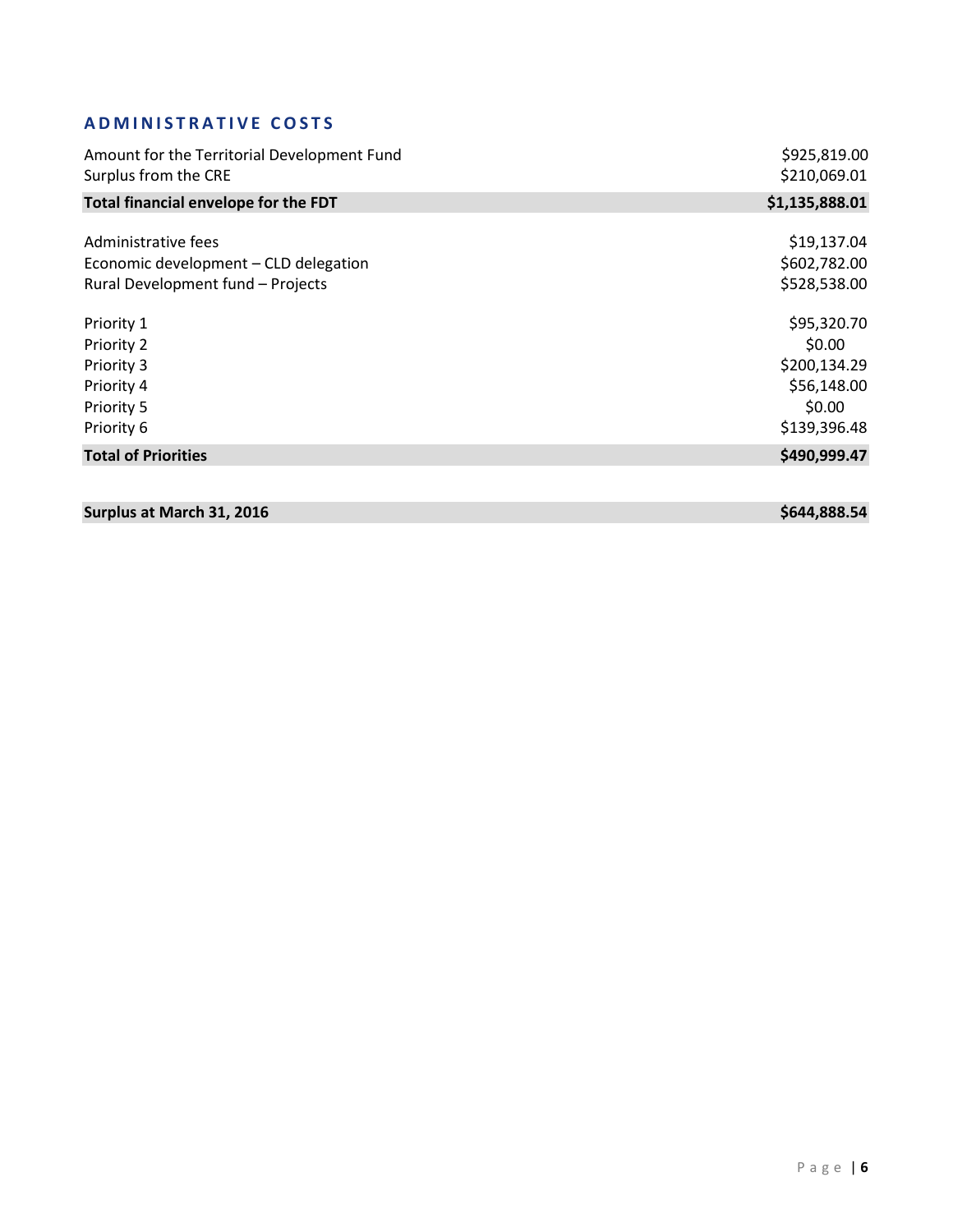## ADMINISTRATIVE COSTS

| | |
|---|---|
| Amount for the Territorial Development Fund | $925,819.00 |
| Surplus from the CRE | $210,069.01 |
| **Total financial envelope for the FDT** | **$1,135,888.01** |
| | |
| Administrative fees | $19,137.04 |
| Economic development – CLD delegation | $602,782.00 |
| Rural Development fund – Projects | $528,538.00 |
| | |
| Priority 1 | $95,320.70 |
| Priority 2 | $0.00 |
| Priority 3 | $200,134.29 |
| Priority 4 | $56,148.00 |
| Priority 5 | $0.00 |
| Priority 6 | $139,396.48 |
| **Total of Priorities** | **$490,999.47** |
| | |
| **Surplus at March 31, 2016** | **$644,888.54** |